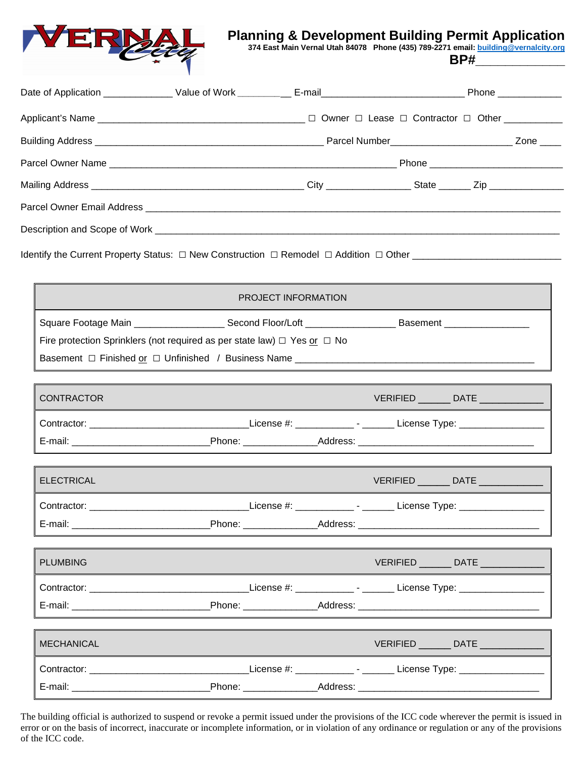# Planning & Development Building Permit Application

**374 East Main Vernal Utah 84078 Phone (435) 789-2271 email: building@vernalcity.org**

**BP#\_\_\_\_\_\_\_\_\_\_\_\_\_\_**

Date of Application \_\_\_\_\_\_\_\_\_\_\_\_ Value of Work \_\_\_\_\_\_\_\_\_\_ E-mail\_\_\_\_\_\_\_\_\_\_\_\_\_\_\_\_\_\_\_\_\_\_\_\_\_\_ Phone \_\_\_\_\_\_\_\_\_\_\_\_

Applicant's Name \_\_\_\_\_\_\_\_\_\_\_\_\_\_\_\_\_\_\_\_\_\_\_\_\_\_\_\_\_\_\_\_\_\_\_\_\_\_ ☐ Owner ☐ Lease ☐ Contractor ☐ Other \_\_\_\_\_\_\_\_\_\_\_

Building Address \_\_\_\_\_\_\_\_\_\_\_\_\_\_\_\_\_\_\_\_\_\_\_\_\_\_\_\_\_\_\_\_\_\_\_\_\_\_\_\_\_\_ Parcel Number\_\_\_\_\_\_\_\_\_\_\_\_\_\_\_\_\_\_\_\_\_\_ Zone \_\_\_\_

Parcel Owner Name \_\_\_\_\_\_\_\_\_\_\_\_\_\_\_\_\_\_\_\_\_\_\_\_\_\_\_\_\_\_\_\_\_\_\_\_\_\_\_\_\_\_\_\_\_\_\_\_\_\_\_\_ Phone \_\_\_\_\_\_\_\_\_\_\_\_\_\_\_\_\_\_\_\_\_\_\_\_\_

Mailing Address \_\_\_\_\_\_\_\_\_\_\_\_\_\_\_\_\_\_\_\_\_\_\_\_\_\_\_\_\_\_\_\_\_\_\_\_\_\_\_ City \_\_\_\_\_\_\_\_\_\_\_\_\_\_\_\_ State \_\_\_\_\_\_ Zip \_\_\_\_\_\_\_\_\_\_\_\_\_\_

Parcel Owner Email Address \_\_\_\_\_\_\_\_\_\_\_\_\_\_\_\_\_\_\_\_\_\_\_\_\_\_\_\_\_\_\_\_\_\_\_\_\_\_\_\_\_\_\_\_\_\_\_\_\_\_\_\_\_\_\_\_\_\_\_\_\_\_\_\_\_\_\_\_\_\_\_\_\_\_\_\_\_\_

Description and Scope of Work \_\_\_\_\_\_\_\_\_\_\_\_\_\_\_\_\_\_\_\_\_\_\_\_\_\_\_\_\_\_\_\_\_\_\_\_\_\_\_\_\_\_\_\_\_\_\_\_\_\_\_\_\_\_\_\_\_\_\_\_\_\_\_\_\_\_\_\_\_\_\_\_\_\_\_

Identify the Current Property Status: ☐ New Construction ☐ Remodel ☐ Addition ☐ Other \_\_\_\_\_\_\_\_\_\_\_\_\_\_\_\_\_\_\_\_\_\_\_\_\_\_\_

| PROJECT INFORMATION |
|---|
| Square Footage Main \_\_\_\_\_\_\_\_\_\_\_\_\_\_\_\_ Second Floor/Loft \_\_\_\_\_\_\_\_\_\_\_\_\_\_\_\_ Basement \_\_\_\_\_\_\_\_\_\_\_\_\_\_\_\_ |
| Fire protection Sprinklers (not required as per state law) ☐ Yes or ☐ No |
| Basement ☐ Finished or ☐ Unfinished / Business Name \_\_\_\_\_\_\_\_\_\_\_\_\_\_\_\_\_\_\_\_\_\_\_\_\_\_\_\_\_\_\_\_\_\_\_\_\_\_\_\_\_\_\_\_\_ |

| CONTRACTOR | VERIFIED \_\_\_\_\_\_ DATE \_\_\_\_\_\_\_\_\_\_\_\_ |
|---|---|
| Contractor: \_\_\_\_\_\_\_\_\_\_\_\_\_\_\_\_\_\_\_\_\_\_\_\_\_\_\_\_\_\_ License #: \_\_\_\_\_\_\_\_\_\_\_ - \_\_\_\_\_\_ | License Type: \_\_\_\_\_\_\_\_\_\_\_\_\_\_\_\_ |
| E-mail: \_\_\_\_\_\_\_\_\_\_\_\_\_\_\_\_\_\_\_\_\_\_\_\_\_\_ Phone: \_\_\_\_\_\_\_\_\_\_\_\_\_\_ | Address: \_\_\_\_\_\_\_\_\_\_\_\_\_\_\_\_\_\_\_\_\_\_\_\_\_\_\_\_\_\_\_\_\_\_ |

| ELECTRICAL | VERIFIED \_\_\_\_\_\_ DATE \_\_\_\_\_\_\_\_\_\_\_\_ |
|---|---|
| Contractor: \_\_\_\_\_\_\_\_\_\_\_\_\_\_\_\_\_\_\_\_\_\_\_\_\_\_\_\_\_\_ License #: \_\_\_\_\_\_\_\_\_\_\_ - \_\_\_\_\_\_ | License Type: \_\_\_\_\_\_\_\_\_\_\_\_\_\_\_\_ |
| E-mail: \_\_\_\_\_\_\_\_\_\_\_\_\_\_\_\_\_\_\_\_\_\_\_\_\_\_ Phone: \_\_\_\_\_\_\_\_\_\_\_\_\_\_ | Address: \_\_\_\_\_\_\_\_\_\_\_\_\_\_\_\_\_\_\_\_\_\_\_\_\_\_\_\_\_\_\_\_\_\_ |

| PLUMBING | VERIFIED \_\_\_\_\_\_ DATE \_\_\_\_\_\_\_\_\_\_\_\_ |
|---|---|
| Contractor: \_\_\_\_\_\_\_\_\_\_\_\_\_\_\_\_\_\_\_\_\_\_\_\_\_\_\_\_\_\_ License #: \_\_\_\_\_\_\_\_\_\_\_ - \_\_\_\_\_\_ | License Type: \_\_\_\_\_\_\_\_\_\_\_\_\_\_\_\_ |
| E-mail: \_\_\_\_\_\_\_\_\_\_\_\_\_\_\_\_\_\_\_\_\_\_\_\_\_\_ Phone: \_\_\_\_\_\_\_\_\_\_\_\_\_\_ | Address: \_\_\_\_\_\_\_\_\_\_\_\_\_\_\_\_\_\_\_\_\_\_\_\_\_\_\_\_\_\_\_\_\_\_ |

| MECHANICAL | VERIFIED \_\_\_\_\_\_ DATE \_\_\_\_\_\_\_\_\_\_\_\_ |
|---|---|
| Contractor: \_\_\_\_\_\_\_\_\_\_\_\_\_\_\_\_\_\_\_\_\_\_\_\_\_\_\_\_\_\_ License #: \_\_\_\_\_\_\_\_\_\_\_ - \_\_\_\_\_\_ | License Type: \_\_\_\_\_\_\_\_\_\_\_\_\_\_\_\_ |
| E-mail: \_\_\_\_\_\_\_\_\_\_\_\_\_\_\_\_\_\_\_\_\_\_\_\_\_\_ Phone: \_\_\_\_\_\_\_\_\_\_\_\_\_\_ | Address: \_\_\_\_\_\_\_\_\_\_\_\_\_\_\_\_\_\_\_\_\_\_\_\_\_\_\_\_\_\_\_\_\_\_ |

The building official is authorized to suspend or revoke a permit issued under the provisions of the ICC code wherever the permit is issued in error or on the basis of incorrect, inaccurate or incomplete information, or in violation of any ordinance or regulation or any of the provisions of the ICC code.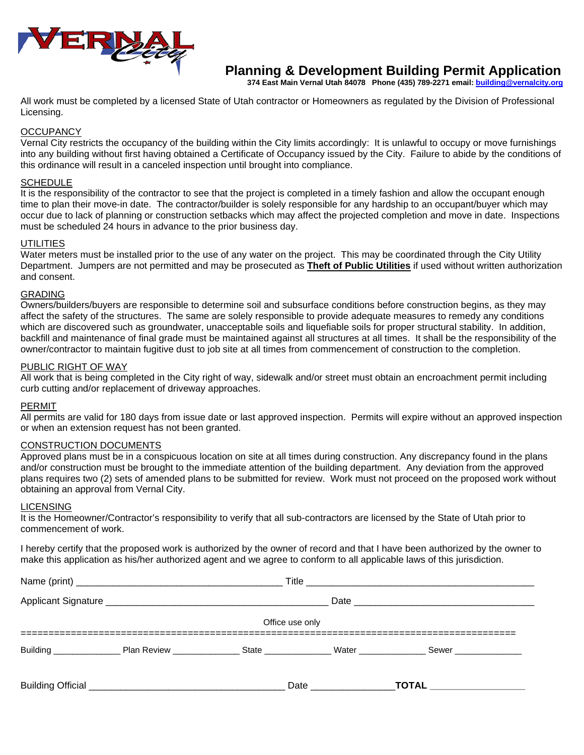# Planning & Development Building Permit Application

**374 East Main Vernal Utah 84078 Phone (435) 789-2271 email: building@vernalcity.org**

All work must be completed by a licensed State of Utah contractor or Homeowners as regulated by the Division of Professional Licensing.

OCCUPANCY
Vernal City restricts the occupancy of the building within the City limits accordingly: It is unlawful to occupy or move furnishings into any building without first having obtained a Certificate of Occupancy issued by the City. Failure to abide by the conditions of this ordinance will result in a canceled inspection until brought into compliance.

SCHEDULE
It is the responsibility of the contractor to see that the project is completed in a timely fashion and allow the occupant enough time to plan their move-in date. The contractor/builder is solely responsible for any hardship to an occupant/buyer which may occur due to lack of planning or construction setbacks which may affect the projected completion and move in date. Inspections must be scheduled 24 hours in advance to the prior business day.

UTILITIES
Water meters must be installed prior to the use of any water on the project. This may be coordinated through the City Utility Department. Jumpers are not permitted and may be prosecuted as **Theft of Public Utilities** if used without written authorization and consent.

GRADING
Owners/builders/buyers are responsible to determine soil and subsurface conditions before construction begins, as they may affect the safety of the structures. The same are solely responsible to provide adequate measures to remedy any conditions which are discovered such as groundwater, unacceptable soils and liquefiable soils for proper structural stability. In addition, backfill and maintenance of final grade must be maintained against all structures at all times. It shall be the responsibility of the owner/contractor to maintain fugitive dust to job site at all times from commencement of construction to the completion.

PUBLIC RIGHT OF WAY
All work that is being completed in the City right of way, sidewalk and/or street must obtain an encroachment permit including curb cutting and/or replacement of driveway approaches.

PERMIT
All permits are valid for 180 days from issue date or last approved inspection. Permits will expire without an approved inspection or when an extension request has not been granted.

CONSTRUCTION DOCUMENTS
Approved plans must be in a conspicuous location on site at all times during construction. Any discrepancy found in the plans and/or construction must be brought to the immediate attention of the building department. Any deviation from the approved plans requires two (2) sets of amended plans to be submitted for review. Work must not proceed on the proposed work without obtaining an approval from Vernal City.

LICENSING
It is the Homeowner/Contractor's responsibility to verify that all sub-contractors are licensed by the State of Utah prior to commencement of work.

I hereby certify that the proposed work is authorized by the owner of record and that I have been authorized by the owner to make this application as his/her authorized agent and we agree to conform to all applicable laws of this jurisdiction.

Name (print) ______________________________ Title ______________________________

Applicant Signature ______________________________ Date ______________________________

Office use only

Building __________ Plan Review __________ State __________ Water __________ Sewer __________

Building Official ______________________________ Date __________ **TOTAL** __________